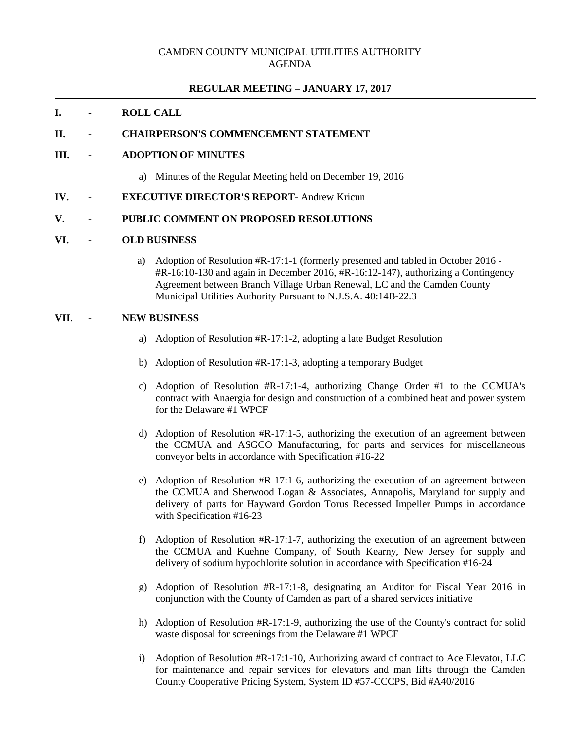CAMDEN COUNTY MUNICIPAL UTILITIES AUTHORITY
AGENDA

---

**REGULAR MEETING – JANUARY 17, 2017**

---

**I. - ROLL CALL**

**II. - CHAIRPERSON'S COMMENCEMENT STATEMENT**

**III. - ADOPTION OF MINUTES**

a) Minutes of the Regular Meeting held on December 19, 2016

**IV. - EXECUTIVE DIRECTOR'S REPORT**- Andrew Kricun

**V. - PUBLIC COMMENT ON PROPOSED RESOLUTIONS**

**VI. - OLD BUSINESS**

a) Adoption of Resolution #R-17:1-1 (formerly presented and tabled in October 2016 - #R-16:10-130 and again in December 2016, #R-16:12-147), authorizing a Contingency Agreement between Branch Village Urban Renewal, LC and the Camden County Municipal Utilities Authority Pursuant to N.J.S.A. 40:14B-22.3

**VII. - NEW BUSINESS**

a) Adoption of Resolution #R-17:1-2, adopting a late Budget Resolution

b) Adoption of Resolution #R-17:1-3, adopting a temporary Budget

c) Adoption of Resolution #R-17:1-4, authorizing Change Order #1 to the CCMUA's contract with Anaergia for design and construction of a combined heat and power system for the Delaware #1 WPCF

d) Adoption of Resolution #R-17:1-5, authorizing the execution of an agreement between the CCMUA and ASGCO Manufacturing, for parts and services for miscellaneous conveyor belts in accordance with Specification #16-22

e) Adoption of Resolution #R-17:1-6, authorizing the execution of an agreement between the CCMUA and Sherwood Logan & Associates, Annapolis, Maryland for supply and delivery of parts for Hayward Gordon Torus Recessed Impeller Pumps in accordance with Specification #16-23

f) Adoption of Resolution #R-17:1-7, authorizing the execution of an agreement between the CCMUA and Kuehne Company, of South Kearny, New Jersey for supply and delivery of sodium hypochlorite solution in accordance with Specification #16-24

g) Adoption of Resolution #R-17:1-8, designating an Auditor for Fiscal Year 2016 in conjunction with the County of Camden as part of a shared services initiative

h) Adoption of Resolution #R-17:1-9, authorizing the use of the County's contract for solid waste disposal for screenings from the Delaware #1 WPCF

i) Adoption of Resolution #R-17:1-10, Authorizing award of contract to Ace Elevator, LLC for maintenance and repair services for elevators and man lifts through the Camden County Cooperative Pricing System, System ID #57-CCCPS, Bid #A40/2016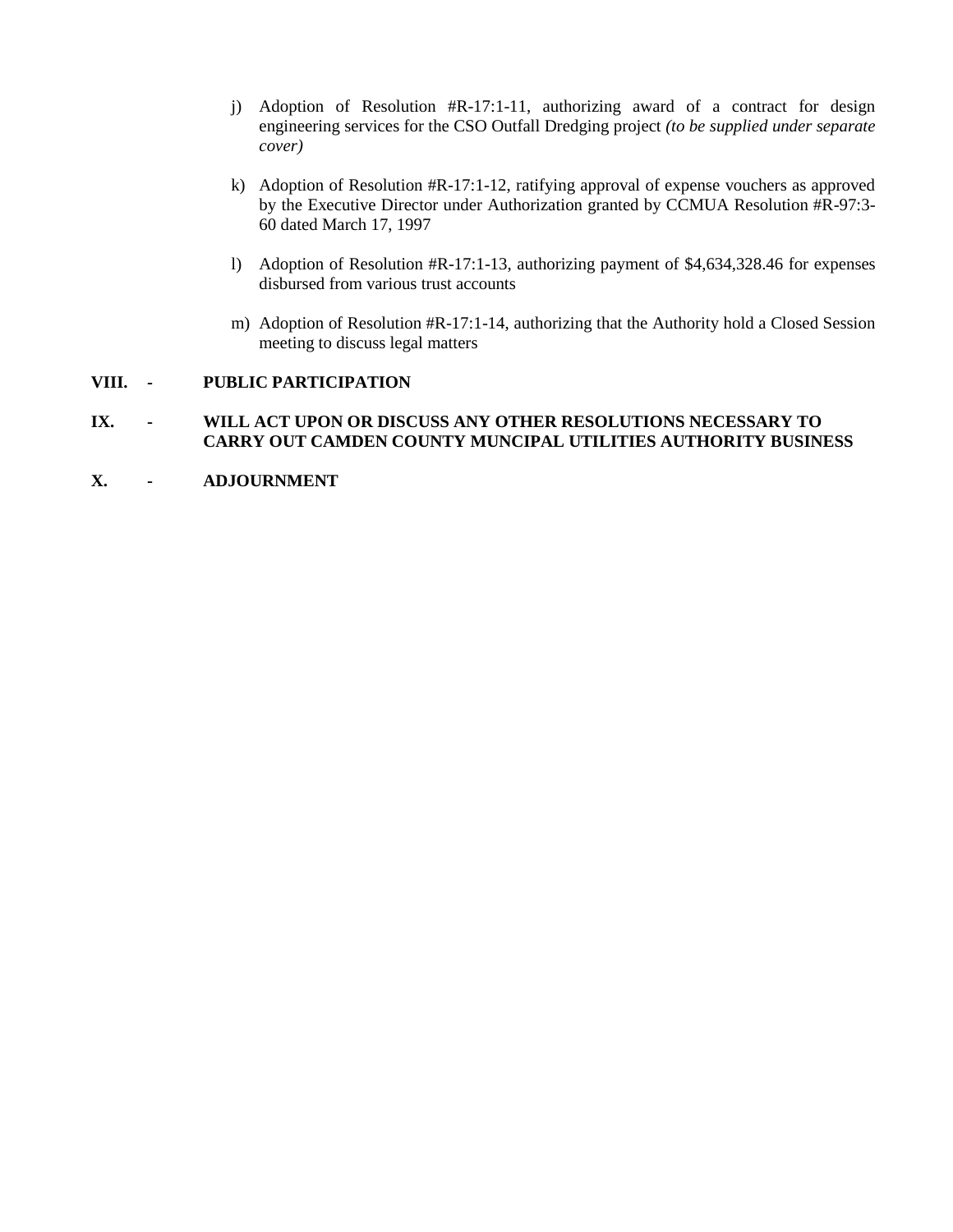j) Adoption of Resolution #R-17:1-11, authorizing award of a contract for design engineering services for the CSO Outfall Dredging project *(to be supplied under separate cover)*

k) Adoption of Resolution #R-17:1-12, ratifying approval of expense vouchers as approved by the Executive Director under Authorization granted by CCMUA Resolution #R-97:3-60 dated March 17, 1997

l) Adoption of Resolution #R-17:1-13, authorizing payment of $4,634,328.46 for expenses disbursed from various trust accounts

m) Adoption of Resolution #R-17:1-14, authorizing that the Authority hold a Closed Session meeting to discuss legal matters

**VIII. - PUBLIC PARTICIPATION**

**IX. - WILL ACT UPON OR DISCUSS ANY OTHER RESOLUTIONS NECESSARY TO CARRY OUT CAMDEN COUNTY MUNCIPAL UTILITIES AUTHORITY BUSINESS**

**X. - ADJOURNMENT**